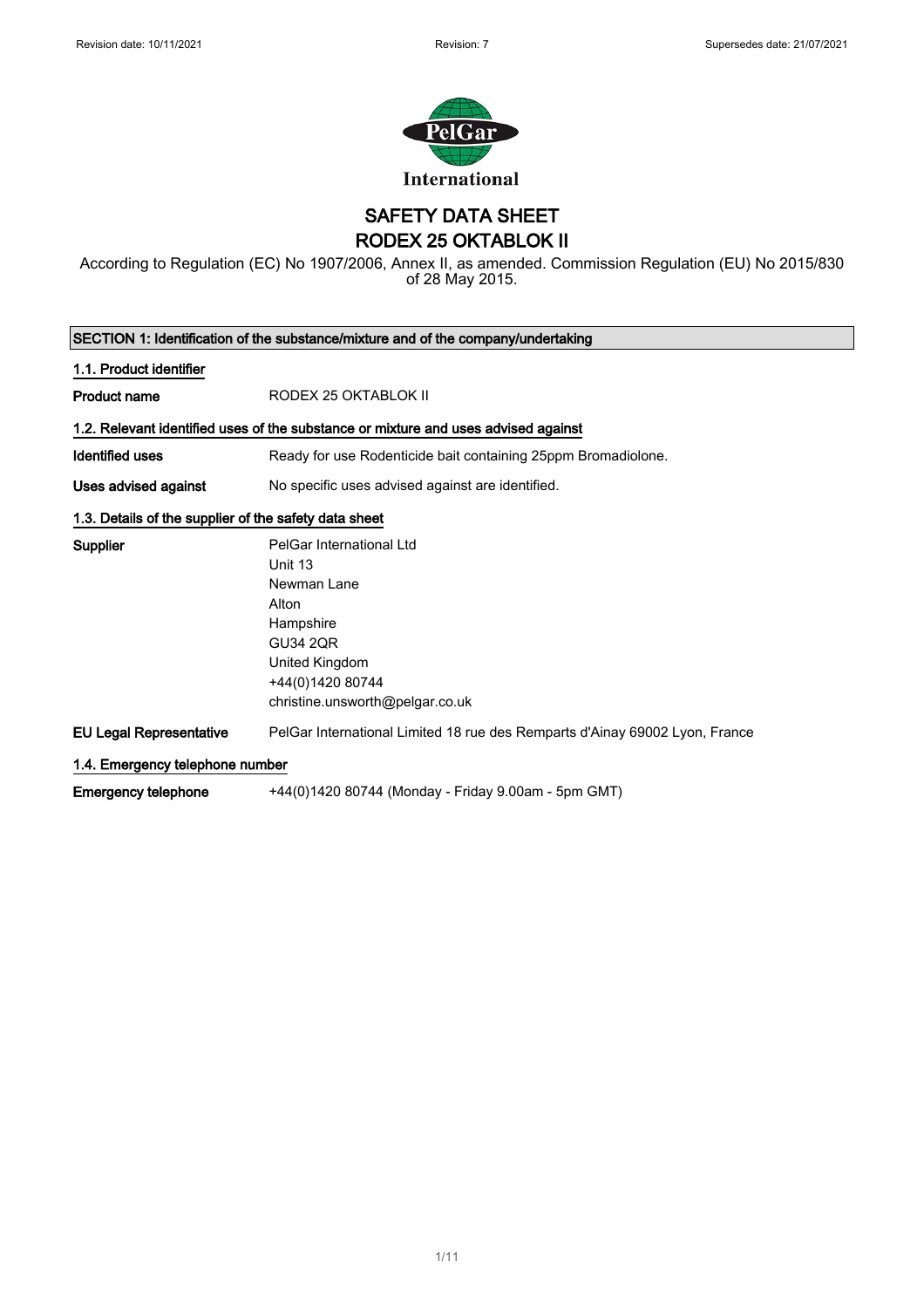Revision date: 10/11/2021 Revision: 7 Supersedes date: 21/07/2021

PelGar International

# SAFETY DATA SHEET
# RODEX 25 OKTABLOK II

According to Regulation (EC) No 1907/2006, Annex II, as amended. Commission Regulation (EU) No 2015/830 of 28 May 2015.

## SECTION 1: Identification of the substance/mixture and of the company/undertaking

### 1.1. Product identifier

**Product name** RODEX 25 OKTABLOK II

### 1.2. Relevant identified uses of the substance or mixture and uses advised against

**Identified uses** Ready for use Rodenticide bait containing 25ppm Bromadiolone.

**Uses advised against** No specific uses advised against are identified.

### 1.3. Details of the supplier of the safety data sheet

**Supplier**
PelGar International Ltd
Unit 13
Newman Lane
Alton
Hampshire
GU34 2QR
United Kingdom
+44(0)1420 80744
christine.unsworth@pelgar.co.uk

**EU Legal Representative** PelGar International Limited 18 rue des Remparts d'Ainay 69002 Lyon, France

### 1.4. Emergency telephone number

**Emergency telephone** +44(0)1420 80744 (Monday - Friday 9.00am - 5pm GMT)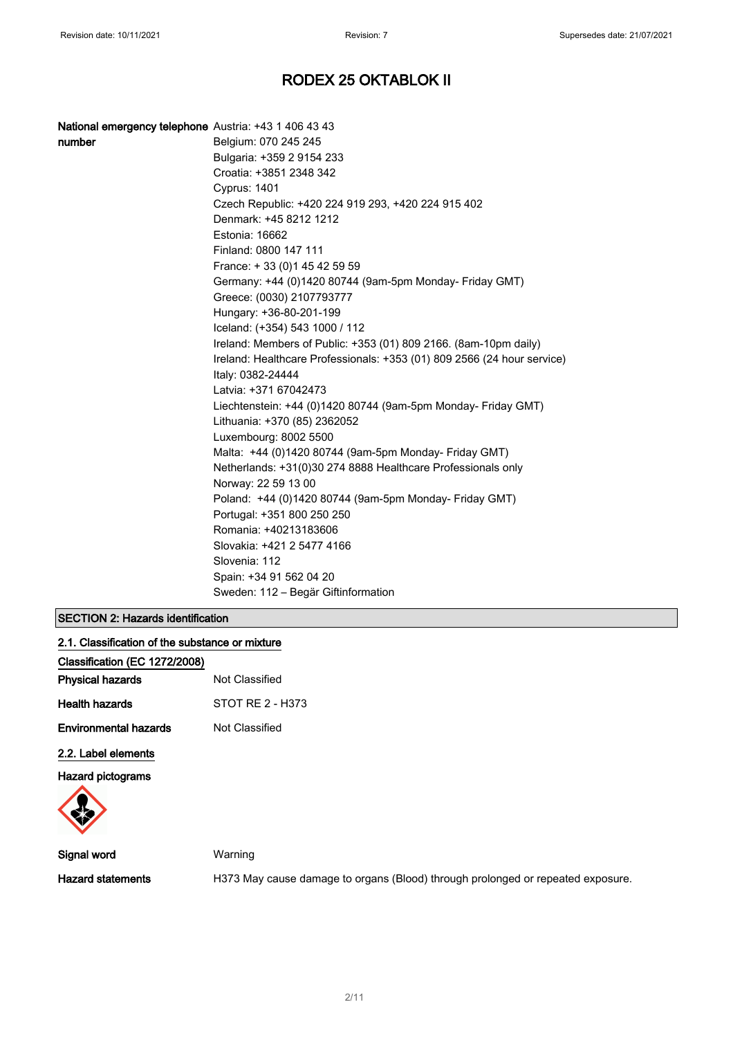# RODEX 25 OKTABLOK II

**National emergency telephone number**

Austria: +43 1 406 43 43
Belgium: 070 245 245
Bulgaria: +359 2 9154 233
Croatia: +3851 2348 342
Cyprus: 1401
Czech Republic: +420 224 919 293, +420 224 915 402
Denmark: +45 8212 1212
Estonia: 16662
Finland: 0800 147 111
France: + 33 (0)1 45 42 59 59
Germany: +44 (0)1420 80744 (9am-5pm Monday- Friday GMT)
Greece: (0030) 2107793777
Hungary: +36-80-201-199
Iceland: (+354) 543 1000 / 112
Ireland: Members of Public: +353 (01) 809 2166. (8am-10pm daily)
Ireland: Healthcare Professionals: +353 (01) 809 2566 (24 hour service)
Italy: 0382-24444
Latvia: +371 67042473
Liechtenstein: +44 (0)1420 80744 (9am-5pm Monday- Friday GMT)
Lithuania: +370 (85) 2362052
Luxembourg: 8002 5500
Malta: +44 (0)1420 80744 (9am-5pm Monday- Friday GMT)
Netherlands: +31(0)30 274 8888 Healthcare Professionals only
Norway: 22 59 13 00
Poland: +44 (0)1420 80744 (9am-5pm Monday- Friday GMT)
Portugal: +351 800 250 250
Romania: +40213183606
Slovakia: +421 2 5477 4166
Slovenia: 112
Spain: +34 91 562 04 20
Sweden: 112 – Begär Giftinformation

## SECTION 2: Hazards identification

### 2.1. Classification of the substance or mixture

**Classification (EC 1272/2008)**

**Physical hazards** Not Classified

**Health hazards** STOT RE 2 - H373

**Environmental hazards** Not Classified

### 2.2. Label elements

**Hazard pictograms**

**Signal word** Warning

**Hazard statements** H373 May cause damage to organs (Blood) through prolonged or repeated exposure.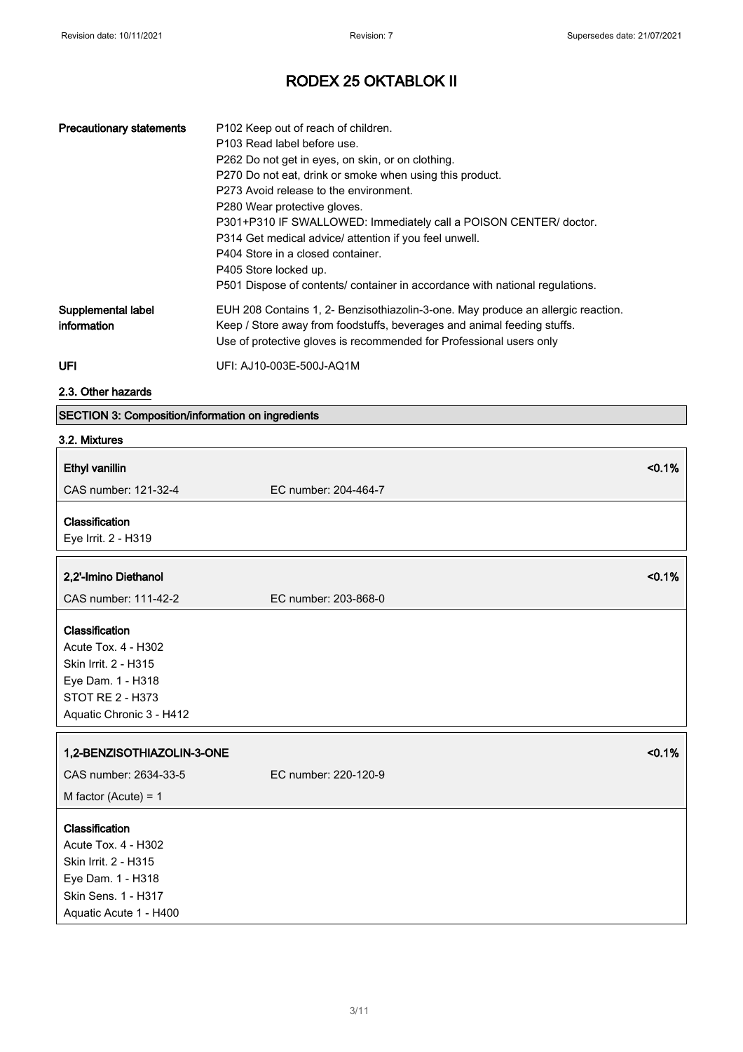# RODEX 25 OKTABLOK II

| | |
|---|---|
| **Precautionary statements** | P102 Keep out of reach of children.<br>P103 Read label before use.<br>P262 Do not get in eyes, on skin, or on clothing.<br>P270 Do not eat, drink or smoke when using this product.<br>P273 Avoid release to the environment.<br>P280 Wear protective gloves.<br>P301+P310 IF SWALLOWED: Immediately call a POISON CENTER/ doctor.<br>P314 Get medical advice/ attention if you feel unwell.<br>P404 Store in a closed container.<br>P405 Store locked up.<br>P501 Dispose of contents/ container in accordance with national regulations. |
| **Supplemental label information** | EUH 208 Contains 1, 2- Benzisothiazolin-3-one. May produce an allergic reaction.<br>Keep / Store away from foodstuffs, beverages and animal feeding stuffs.<br>Use of protective gloves is recommended for Professional users only |
| **UFI** | UFI: AJ10-003E-500J-AQ1M |

## 2.3. Other hazards

## SECTION 3: Composition/information on ingredients

### 3.2. Mixtures

**Ethyl vanillin** <0.1%

CAS number: 121-32-4 EC number: 204-464-7

**Classification**

Eye Irrit. 2 - H319

**2,2'-Imino Diethanol** <0.1%

CAS number: 111-42-2 EC number: 203-868-0

**Classification**

Acute Tox. 4 - H302
Skin Irrit. 2 - H315
Eye Dam. 1 - H318
STOT RE 2 - H373
Aquatic Chronic 3 - H412

**1,2-BENZISOTHIAZOLIN-3-ONE** <0.1%

CAS number: 2634-33-5 EC number: 220-120-9

M factor (Acute) = 1

**Classification**

Acute Tox. 4 - H302
Skin Irrit. 2 - H315
Eye Dam. 1 - H318
Skin Sens. 1 - H317
Aquatic Acute 1 - H400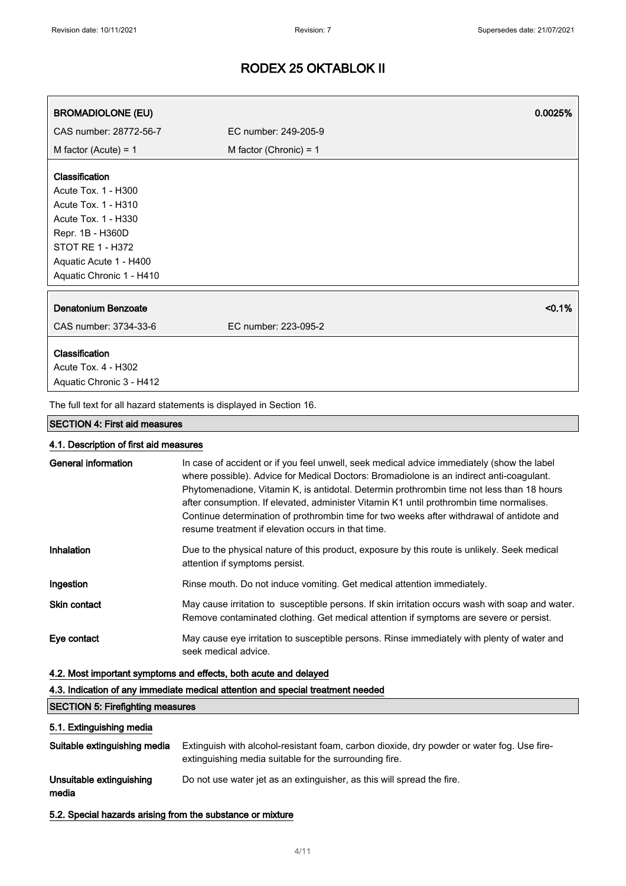# RODEX 25 OKTABLOK II

| **BROMADIOLONE (EU)** | | **0.0025%** |
|---|---|---|
| CAS number: 28772-56-7 | EC number: 249-205-9 | |
| M factor (Acute) = 1 | M factor (Chronic) = 1 | |

**Classification**
Acute Tox. 1 - H300
Acute Tox. 1 - H310
Acute Tox. 1 - H330
Repr. 1B - H360D
STOT RE 1 - H372
Aquatic Acute 1 - H400
Aquatic Chronic 1 - H410

| **Denatonium Benzoate** | | **<0.1%** |
|---|---|---|
| CAS number: 3734-33-6 | EC number: 223-095-2 | |

**Classification**
Acute Tox. 4 - H302
Aquatic Chronic 3 - H412

The full text for all hazard statements is displayed in Section 16.

## SECTION 4: First aid measures

### 4.1. Description of first aid measures

**General information** In case of accident or if you feel unwell, seek medical advice immediately (show the label where possible). Advice for Medical Doctors: Bromadiolone is an indirect anti-coagulant. Phytomenadione, Vitamin K, is antidotal. Determin prothrombin time not less than 18 hours after consumption. If elevated, administer Vitamin K1 until prothrombin time normalises. Continue determination of prothrombin time for two weeks after withdrawal of antidote and resume treatment if elevation occurs in that time.

**Inhalation** Due to the physical nature of this product, exposure by this route is unlikely. Seek medical attention if symptoms persist.

**Ingestion** Rinse mouth. Do not induce vomiting. Get medical attention immediately.

**Skin contact** May cause irritation to susceptible persons. If skin irritation occurs wash with soap and water. Remove contaminated clothing. Get medical attention if symptoms are severe or persist.

**Eye contact** May cause eye irritation to susceptible persons. Rinse immediately with plenty of water and seek medical advice.

### 4.2. Most important symptoms and effects, both acute and delayed

### 4.3. Indication of any immediate medical attention and special treatment needed

## SECTION 5: Firefighting measures

### 5.1. Extinguishing media

**Suitable extinguishing media** Extinguish with alcohol-resistant foam, carbon dioxide, dry powder or water fog. Use fire-extinguishing media suitable for the surrounding fire.

**Unsuitable extinguishing media** Do not use water jet as an extinguisher, as this will spread the fire.

### 5.2. Special hazards arising from the substance or mixture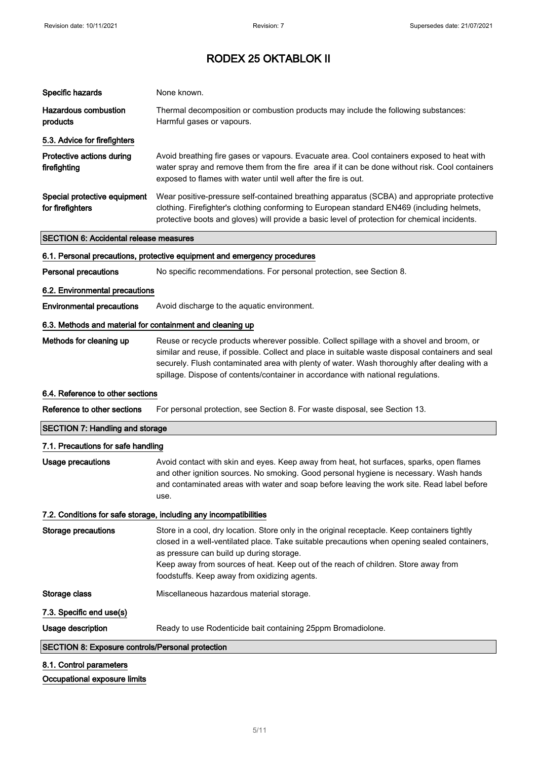| | |
|---|---|
| **Specific hazards** | None known. |
| **Hazardous combustion products** | Thermal decomposition or combustion products may include the following substances: Harmful gases or vapours. |

**5.3. Advice for firefighters**

| | |
|---|---|
| **Protective actions during firefighting** | Avoid breathing fire gases or vapours. Evacuate area. Cool containers exposed to heat with water spray and remove them from the fire area if it can be done without risk. Cool containers exposed to flames with water until well after the fire is out. |
| **Special protective equipment for firefighters** | Wear positive-pressure self-contained breathing apparatus (SCBA) and appropriate protective clothing. Firefighter's clothing conforming to European standard EN469 (including helmets, protective boots and gloves) will provide a basic level of protection for chemical incidents. |

## SECTION 6: Accidental release measures

**6.1. Personal precautions, protective equipment and emergency procedures**

| | |
|---|---|
| **Personal precautions** | No specific recommendations. For personal protection, see Section 8. |

**6.2. Environmental precautions**

| | |
|---|---|
| **Environmental precautions** | Avoid discharge to the aquatic environment. |

**6.3. Methods and material for containment and cleaning up**

| | |
|---|---|
| **Methods for cleaning up** | Reuse or recycle products wherever possible. Collect spillage with a shovel and broom, or similar and reuse, if possible. Collect and place in suitable waste disposal containers and seal securely. Flush contaminated area with plenty of water. Wash thoroughly after dealing with a spillage. Dispose of contents/container in accordance with national regulations. |

**6.4. Reference to other sections**

| | |
|---|---|
| **Reference to other sections** | For personal protection, see Section 8. For waste disposal, see Section 13. |

## SECTION 7: Handling and storage

**7.1. Precautions for safe handling**

| | |
|---|---|
| **Usage precautions** | Avoid contact with skin and eyes. Keep away from heat, hot surfaces, sparks, open flames and other ignition sources. No smoking. Good personal hygiene is necessary. Wash hands and contaminated areas with water and soap before leaving the work site. Read label before use. |

**7.2. Conditions for safe storage, including any incompatibilities**

| | |
|---|---|
| **Storage precautions** | Store in a cool, dry location. Store only in the original receptacle. Keep containers tightly closed in a well-ventilated place. Take suitable precautions when opening sealed containers, as pressure can build up during storage.<br>Keep away from sources of heat. Keep out of the reach of children. Store away from foodstuffs. Keep away from oxidizing agents. |
| **Storage class** | Miscellaneous hazardous material storage. |

**7.3. Specific end use(s)**

| | |
|---|---|
| **Usage description** | Ready to use Rodenticide bait containing 25ppm Bromadiolone. |

## SECTION 8: Exposure controls/Personal protection

**8.1. Control parameters**

**Occupational exposure limits**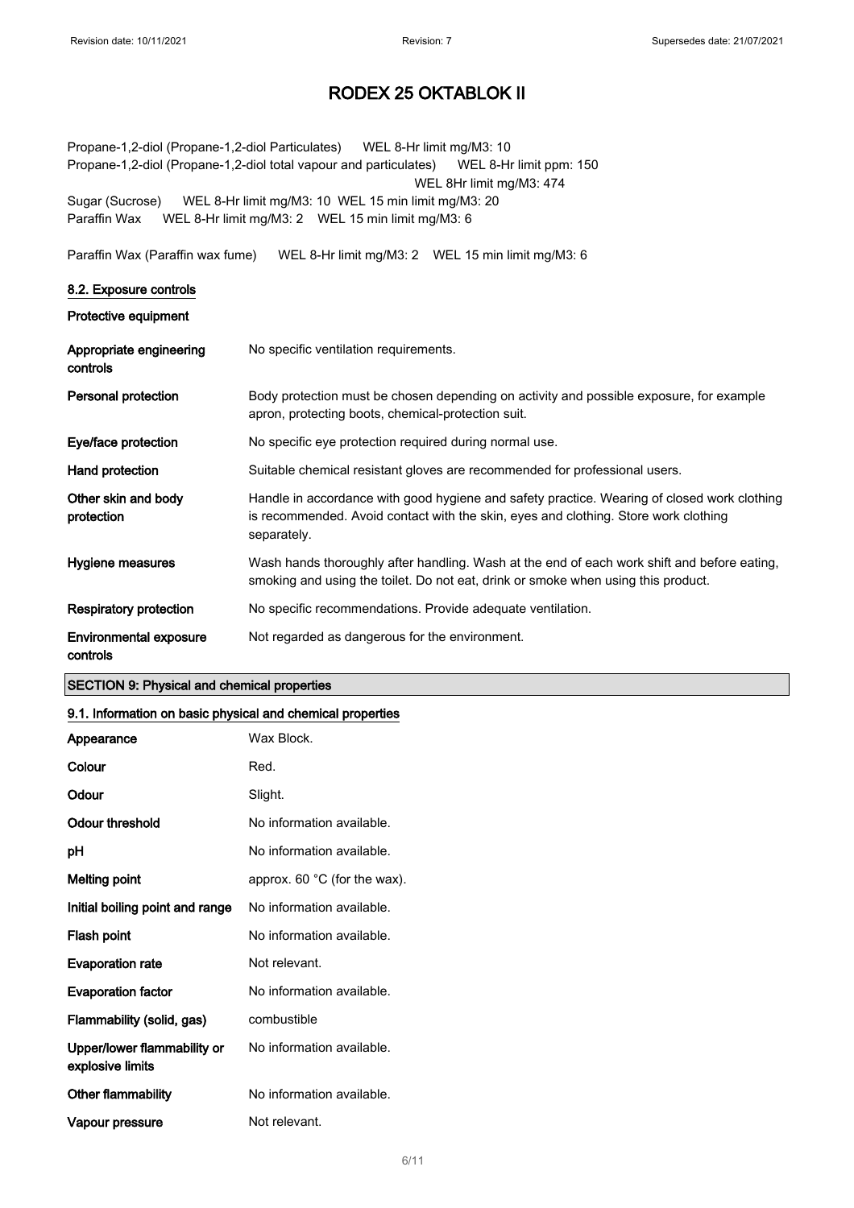Propane-1,2-diol (Propane-1,2-diol Particulates) WEL 8-Hr limit mg/M3: 10
Propane-1,2-diol (Propane-1,2-diol total vapour and particulates) WEL 8-Hr limit ppm: 150
WEL 8Hr limit mg/M3: 474
Sugar (Sucrose) WEL 8-Hr limit mg/M3: 10 WEL 15 min limit mg/M3: 20
Paraffin Wax WEL 8-Hr limit mg/M3: 2 WEL 15 min limit mg/M3: 6

Paraffin Wax (Paraffin wax fume) WEL 8-Hr limit mg/M3: 2 WEL 15 min limit mg/M3: 6

### 8.2. Exposure controls

**Protective equipment**

| | |
|---|---|
| **Appropriate engineering controls** | No specific ventilation requirements. |
| **Personal protection** | Body protection must be chosen depending on activity and possible exposure, for example apron, protecting boots, chemical-protection suit. |
| **Eye/face protection** | No specific eye protection required during normal use. |
| **Hand protection** | Suitable chemical resistant gloves are recommended for professional users. |
| **Other skin and body protection** | Handle in accordance with good hygiene and safety practice. Wearing of closed work clothing is recommended. Avoid contact with the skin, eyes and clothing. Store work clothing separately. |
| **Hygiene measures** | Wash hands thoroughly after handling. Wash at the end of each work shift and before eating, smoking and using the toilet. Do not eat, drink or smoke when using this product. |
| **Respiratory protection** | No specific recommendations. Provide adequate ventilation. |
| **Environmental exposure controls** | Not regarded as dangerous for the environment. |

## SECTION 9: Physical and chemical properties

### 9.1. Information on basic physical and chemical properties

| | |
|---|---|
| **Appearance** | Wax Block. |
| **Colour** | Red. |
| **Odour** | Slight. |
| **Odour threshold** | No information available. |
| **pH** | No information available. |
| **Melting point** | approx. 60 °C (for the wax). |
| **Initial boiling point and range** | No information available. |
| **Flash point** | No information available. |
| **Evaporation rate** | Not relevant. |
| **Evaporation factor** | No information available. |
| **Flammability (solid, gas)** | combustible |
| **Upper/lower flammability or explosive limits** | No information available. |
| **Other flammability** | No information available. |
| **Vapour pressure** | Not relevant. |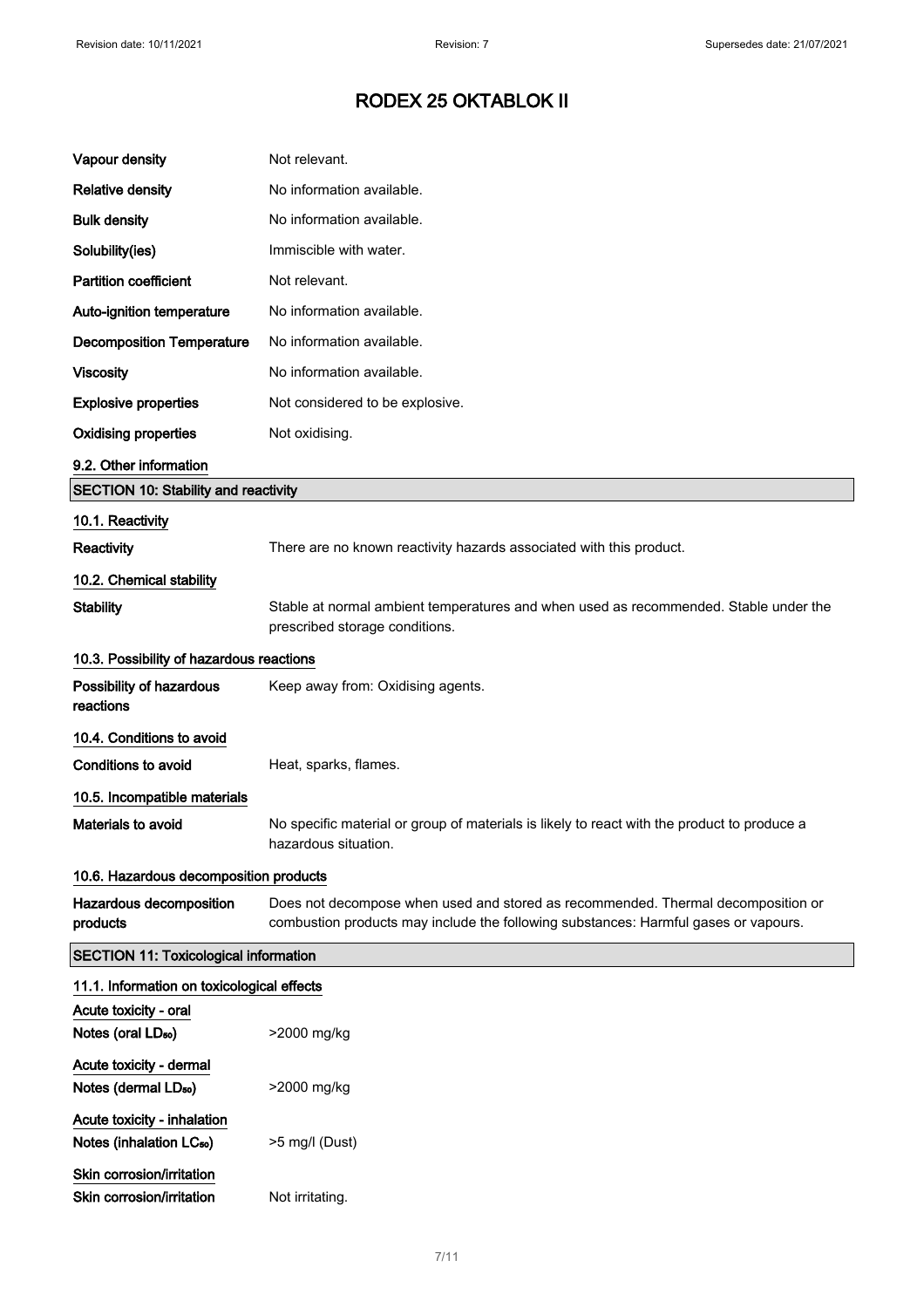# RODEX 25 OKTABLOK II

| | |
|---|---|
| **Vapour density** | Not relevant. |
| **Relative density** | No information available. |
| **Bulk density** | No information available. |
| **Solubility(ies)** | Immiscible with water. |
| **Partition coefficient** | Not relevant. |
| **Auto-ignition temperature** | No information available. |
| **Decomposition Temperature** | No information available. |
| **Viscosity** | No information available. |
| **Explosive properties** | Not considered to be explosive. |
| **Oxidising properties** | Not oxidising. |

### 9.2. Other information

## SECTION 10: Stability and reactivity

### 10.1. Reactivity

| | |
|---|---|
| **Reactivity** | There are no known reactivity hazards associated with this product. |

### 10.2. Chemical stability

| | |
|---|---|
| **Stability** | Stable at normal ambient temperatures and when used as recommended. Stable under the prescribed storage conditions. |

### 10.3. Possibility of hazardous reactions

| | |
|---|---|
| **Possibility of hazardous reactions** | Keep away from: Oxidising agents. |

### 10.4. Conditions to avoid

| | |
|---|---|
| **Conditions to avoid** | Heat, sparks, flames. |

### 10.5. Incompatible materials

| | |
|---|---|
| **Materials to avoid** | No specific material or group of materials is likely to react with the product to produce a hazardous situation. |

### 10.6. Hazardous decomposition products

| | |
|---|---|
| **Hazardous decomposition products** | Does not decompose when used and stored as recommended. Thermal decomposition or combustion products may include the following substances: Harmful gases or vapours. |

## SECTION 11: Toxicological information

### 11.1. Information on toxicological effects

**Acute toxicity - oral**

| | |
|---|---|
| **Notes (oral $LD_{50}$)** | >2000 mg/kg |

**Acute toxicity - dermal**

| | |
|---|---|
| **Notes (dermal $LD_{50}$)** | >2000 mg/kg |

**Acute toxicity - inhalation**

| | |
|---|---|
| **Notes (inhalation $LC_{50}$)** | >5 mg/l (Dust) |

**Skin corrosion/irritation**

| | |
|---|---|
| **Skin corrosion/irritation** | Not irritating. |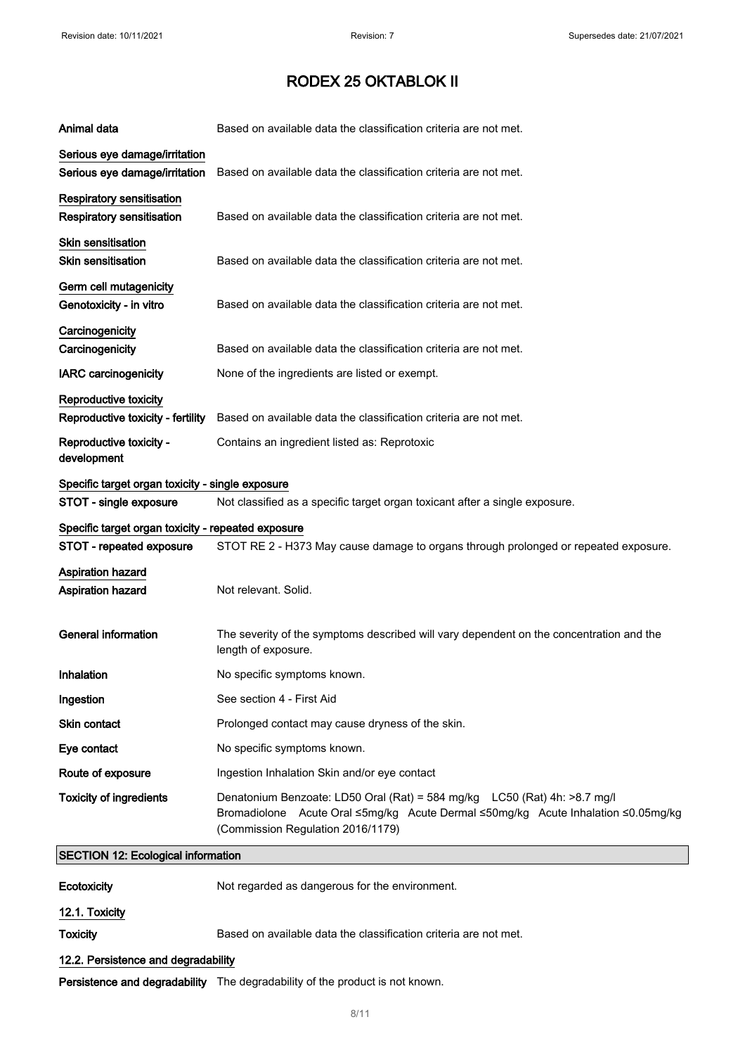# RODEX 25 OKTABLOK II

**Animal data** Based on available data the classification criteria are not met.

**Serious eye damage/irritation**

**Serious eye damage/irritation** Based on available data the classification criteria are not met.

**Respiratory sensitisation**

**Respiratory sensitisation** Based on available data the classification criteria are not met.

**Skin sensitisation**

**Skin sensitisation** Based on available data the classification criteria are not met.

**Germ cell mutagenicity**

**Genotoxicity - in vitro** Based on available data the classification criteria are not met.

**Carcinogenicity**

**Carcinogenicity** Based on available data the classification criteria are not met.

**IARC carcinogenicity** None of the ingredients are listed or exempt.

**Reproductive toxicity**

**Reproductive toxicity - fertility** Based on available data the classification criteria are not met.

**Reproductive toxicity - development** Contains an ingredient listed as: Reprotoxic

**Specific target organ toxicity - single exposure**

**STOT - single exposure** Not classified as a specific target organ toxicant after a single exposure.

**Specific target organ toxicity - repeated exposure**

**STOT - repeated exposure** STOT RE 2 - H373 May cause damage to organs through prolonged or repeated exposure.

**Aspiration hazard**

**Aspiration hazard** Not relevant. Solid.

**General information** The severity of the symptoms described will vary dependent on the concentration and the length of exposure.

**Inhalation** No specific symptoms known.

**Ingestion** See section 4 - First Aid

**Skin contact** Prolonged contact may cause dryness of the skin.

**Eye contact** No specific symptoms known.

**Route of exposure** Ingestion Inhalation Skin and/or eye contact

**Toxicity of ingredients** Denatonium Benzoate: LD50 Oral (Rat) = 584 mg/kg LC50 (Rat) 4h: >8.7 mg/l
Bromadiolone Acute Oral ≤5mg/kg Acute Dermal ≤50mg/kg Acute Inhalation ≤0.05mg/kg (Commission Regulation 2016/1179)

## SECTION 12: Ecological information

**Ecotoxicity** Not regarded as dangerous for the environment.

**12.1. Toxicity**

**Toxicity** Based on available data the classification criteria are not met.

**12.2. Persistence and degradability**

**Persistence and degradability** The degradability of the product is not known.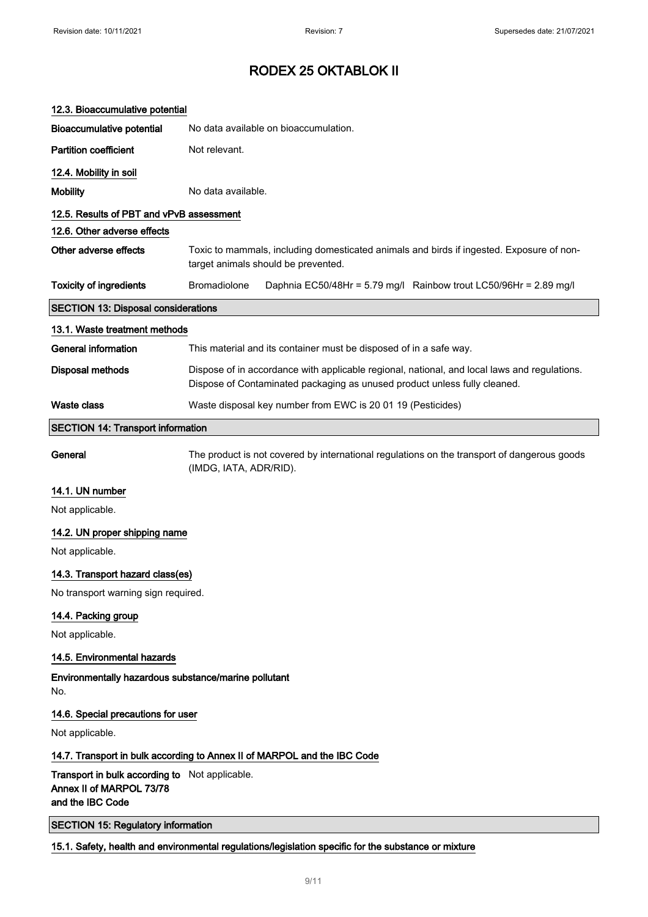# RODEX 25 OKTABLOK II

### 12.3. Bioaccumulative potential

**Bioaccumulative potential** No data available on bioaccumulation.

**Partition coefficient** Not relevant.

### 12.4. Mobility in soil

**Mobility** No data available.

### 12.5. Results of PBT and vPvB assessment

### 12.6. Other adverse effects

**Other adverse effects** Toxic to mammals, including domesticated animals and birds if ingested. Exposure of non-target animals should be prevented.

**Toxicity of ingredients** Bromadiolone Daphnia EC50/48Hr = 5.79 mg/l Rainbow trout LC50/96Hr = 2.89 mg/l

## SECTION 13: Disposal considerations

### 13.1. Waste treatment methods

**General information** This material and its container must be disposed of in a safe way.

**Disposal methods** Dispose of in accordance with applicable regional, national, and local laws and regulations. Dispose of Contaminated packaging as unused product unless fully cleaned.

**Waste class** Waste disposal key number from EWC is 20 01 19 (Pesticides)

## SECTION 14: Transport information

**General** The product is not covered by international regulations on the transport of dangerous goods (IMDG, IATA, ADR/RID).

### 14.1. UN number

Not applicable.

### 14.2. UN proper shipping name

Not applicable.

### 14.3. Transport hazard class(es)

No transport warning sign required.

### 14.4. Packing group

Not applicable.

### 14.5. Environmental hazards

**Environmentally hazardous substance/marine pollutant**

No.

### 14.6. Special precautions for user

Not applicable.

### 14.7. Transport in bulk according to Annex II of MARPOL and the IBC Code

**Transport in bulk according to Annex II of MARPOL 73/78 and the IBC Code** Not applicable.

## SECTION 15: Regulatory information

### 15.1. Safety, health and environmental regulations/legislation specific for the substance or mixture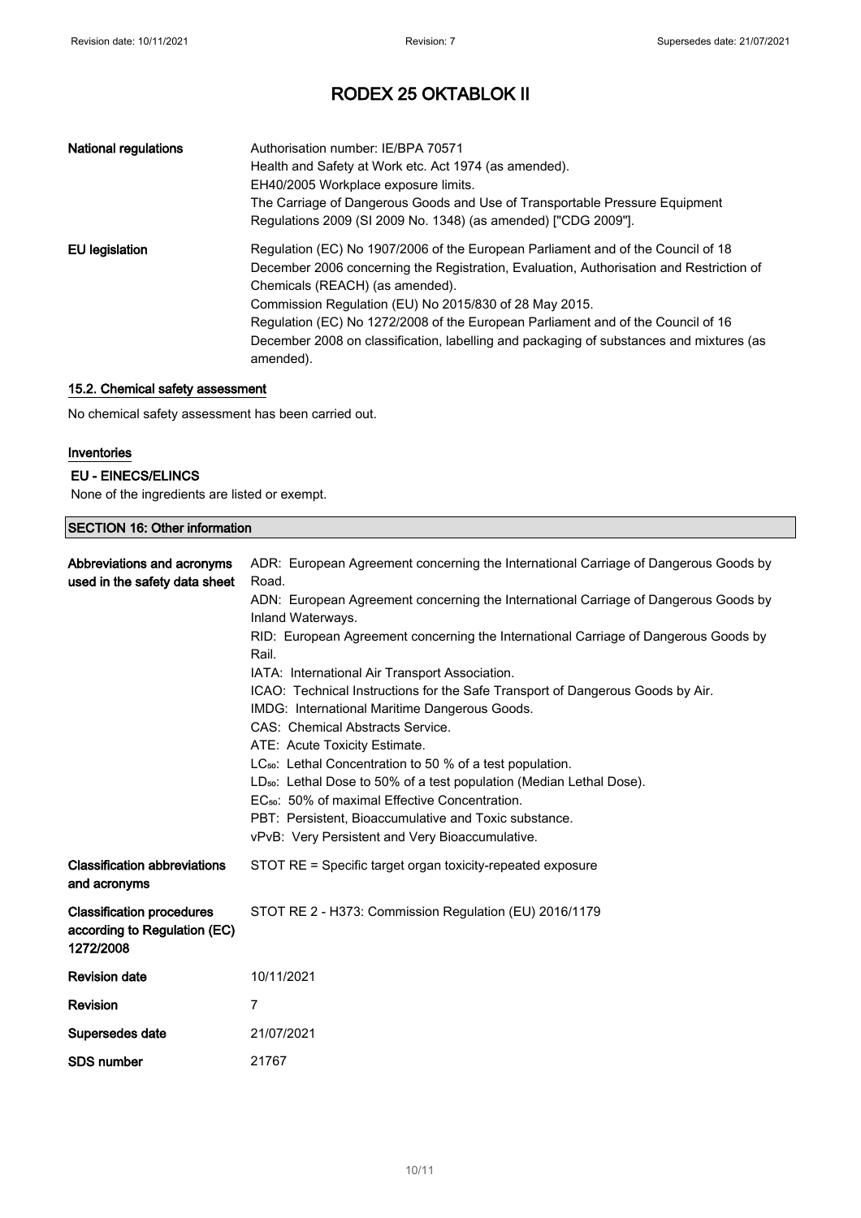# RODEX 25 OKTABLOK II

| | |
|---|---|
| **National regulations** | Authorisation number: IE/BPA 70571<br>Health and Safety at Work etc. Act 1974 (as amended).<br>EH40/2005 Workplace exposure limits.<br>The Carriage of Dangerous Goods and Use of Transportable Pressure Equipment Regulations 2009 (SI 2009 No. 1348) (as amended) ["CDG 2009"]. |
| **EU legislation** | Regulation (EC) No 1907/2006 of the European Parliament and of the Council of 18 December 2006 concerning the Registration, Evaluation, Authorisation and Restriction of Chemicals (REACH) (as amended).<br>Commission Regulation (EU) No 2015/830 of 28 May 2015.<br>Regulation (EC) No 1272/2008 of the European Parliament and of the Council of 16 December 2008 on classification, labelling and packaging of substances and mixtures (as amended). |

### 15.2. Chemical safety assessment

No chemical safety assessment has been carried out.

### Inventories

#### EU - EINECS/ELINCS

None of the ingredients are listed or exempt.

## SECTION 16: Other information

| | |
|---|---|
| **Abbreviations and acronyms used in the safety data sheet** | ADR: European Agreement concerning the International Carriage of Dangerous Goods by Road.<br>ADN: European Agreement concerning the International Carriage of Dangerous Goods by Inland Waterways.<br>RID: European Agreement concerning the International Carriage of Dangerous Goods by Rail.<br>IATA: International Air Transport Association.<br>ICAO: Technical Instructions for the Safe Transport of Dangerous Goods by Air.<br>IMDG: International Maritime Dangerous Goods.<br>CAS: Chemical Abstracts Service.<br>ATE: Acute Toxicity Estimate.<br>$LC_{50}$: Lethal Concentration to 50 % of a test population.<br>$LD_{50}$: Lethal Dose to 50% of a test population (Median Lethal Dose).<br>$EC_{50}$: 50% of maximal Effective Concentration.<br>PBT: Persistent, Bioaccumulative and Toxic substance.<br>vPvB: Very Persistent and Very Bioaccumulative. |
| **Classification abbreviations and acronyms** | STOT RE = Specific target organ toxicity-repeated exposure |
| **Classification procedures according to Regulation (EC) 1272/2008** | STOT RE 2 - H373: Commission Regulation (EU) 2016/1179 |
| **Revision date** | 10/11/2021 |
| **Revision** | 7 |
| **Supersedes date** | 21/07/2021 |
| **SDS number** | 21767 |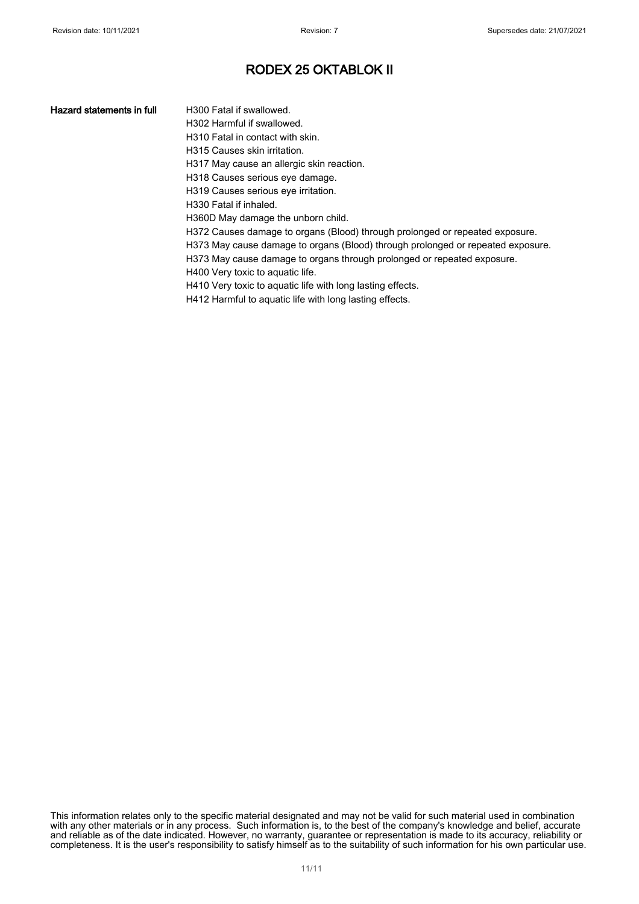# RODEX 25 OKTABLOK II

**Hazard statements in full**

H300 Fatal if swallowed.
H302 Harmful if swallowed.
H310 Fatal in contact with skin.
H315 Causes skin irritation.
H317 May cause an allergic skin reaction.
H318 Causes serious eye damage.
H319 Causes serious eye irritation.
H330 Fatal if inhaled.
H360D May damage the unborn child.
H372 Causes damage to organs (Blood) through prolonged or repeated exposure.
H373 May cause damage to organs (Blood) through prolonged or repeated exposure.
H373 May cause damage to organs through prolonged or repeated exposure.
H400 Very toxic to aquatic life.
H410 Very toxic to aquatic life with long lasting effects.
H412 Harmful to aquatic life with long lasting effects.

This information relates only to the specific material designated and may not be valid for such material used in combination with any other materials or in any process. Such information is, to the best of the company's knowledge and belief, accurate and reliable as of the date indicated. However, no warranty, guarantee or representation is made to its accuracy, reliability or completeness. It is the user's responsibility to satisfy himself as to the suitability of such information for his own particular use.